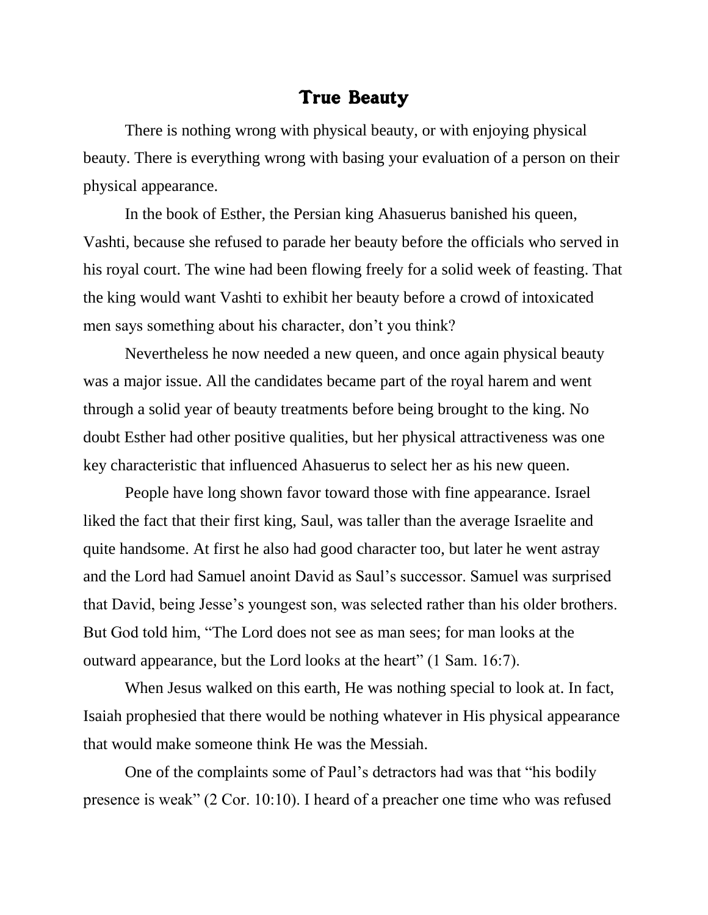# True Beauty

There is nothing wrong with physical beauty, or with enjoying physical beauty. There is everything wrong with basing your evaluation of a person on their physical appearance.

In the book of Esther, the Persian king Ahasuerus banished his queen, Vashti, because she refused to parade her beauty before the officials who served in his royal court. The wine had been flowing freely for a solid week of feasting. That the king would want Vashti to exhibit her beauty before a crowd of intoxicated men says something about his character, don't you think?

Nevertheless he now needed a new queen, and once again physical beauty was a major issue. All the candidates became part of the royal harem and went through a solid year of beauty treatments before being brought to the king. No doubt Esther had other positive qualities, but her physical attractiveness was one key characteristic that influenced Ahasuerus to select her as his new queen.

People have long shown favor toward those with fine appearance. Israel liked the fact that their first king, Saul, was taller than the average Israelite and quite handsome. At first he also had good character too, but later he went astray and the Lord had Samuel anoint David as Saul's successor. Samuel was surprised that David, being Jesse's youngest son, was selected rather than his older brothers. But God told him, "The Lord does not see as man sees; for man looks at the outward appearance, but the Lord looks at the heart" (1 Sam. 16:7).

When Jesus walked on this earth, He was nothing special to look at. In fact, Isaiah prophesied that there would be nothing whatever in His physical appearance that would make someone think He was the Messiah.

One of the complaints some of Paul's detractors had was that "his bodily presence is weak" (2 Cor. 10:10). I heard of a preacher one time who was refused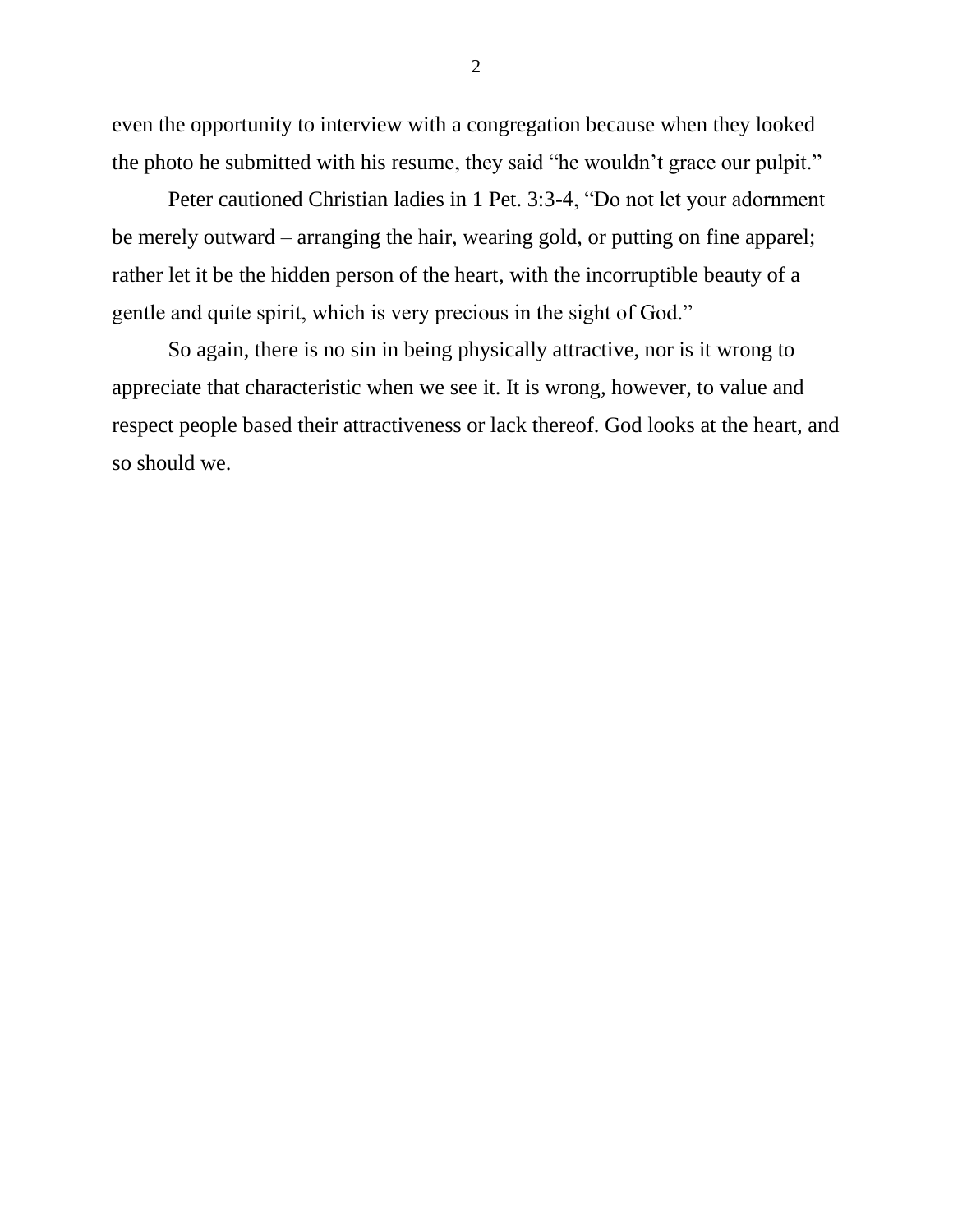even the opportunity to interview with a congregation because when they looked the photo he submitted with his resume, they said "he wouldn't grace our pulpit."

Peter cautioned Christian ladies in 1 Pet. 3:3-4, "Do not let your adornment be merely outward – arranging the hair, wearing gold, or putting on fine apparel; rather let it be the hidden person of the heart, with the incorruptible beauty of a gentle and quite spirit, which is very precious in the sight of God."

So again, there is no sin in being physically attractive, nor is it wrong to appreciate that characteristic when we see it. It is wrong, however, to value and respect people based their attractiveness or lack thereof. God looks at the heart, and so should we.